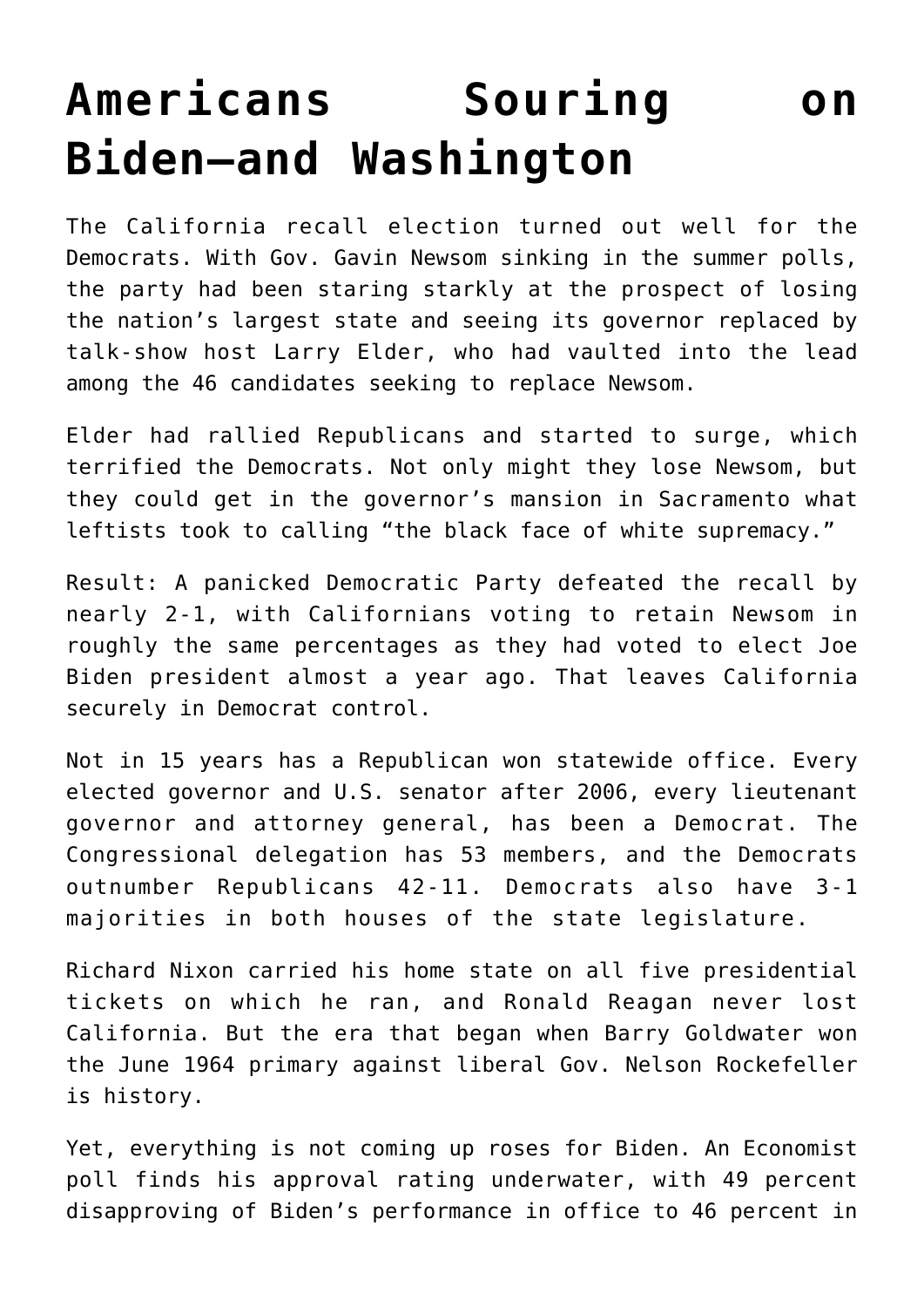# Americans Souring on Biden—and Washington

The California recall election turned out well for the Democrats. With Gov. Gavin Newsom sinking in the summer polls, the party had been staring starkly at the prospect of losing the nation's largest state and seeing its governor replaced by talk-show host Larry Elder, who had vaulted into the lead among the 46 candidates seeking to replace Newsom.

Elder had rallied Republicans and started to surge, which terrified the Democrats. Not only might they lose Newsom, but they could get in the governor's mansion in Sacramento what leftists took to calling "the black face of white supremacy."

Result: A panicked Democratic Party defeated the recall by nearly 2-1, with Californians voting to retain Newsom in roughly the same percentages as they had voted to elect Joe Biden president almost a year ago. That leaves California securely in Democrat control.

Not in 15 years has a Republican won statewide office. Every elected governor and U.S. senator after 2006, every lieutenant governor and attorney general, has been a Democrat. The Congressional delegation has 53 members, and the Democrats outnumber Republicans 42-11. Democrats also have 3-1 majorities in both houses of the state legislature.

Richard Nixon carried his home state on all five presidential tickets on which he ran, and Ronald Reagan never lost California. But the era that began when Barry Goldwater won the June 1964 primary against liberal Gov. Nelson Rockefeller is history.

Yet, everything is not coming up roses for Biden. An Economist poll finds his approval rating underwater, with 49 percent disapproving of Biden's performance in office to 46 percent in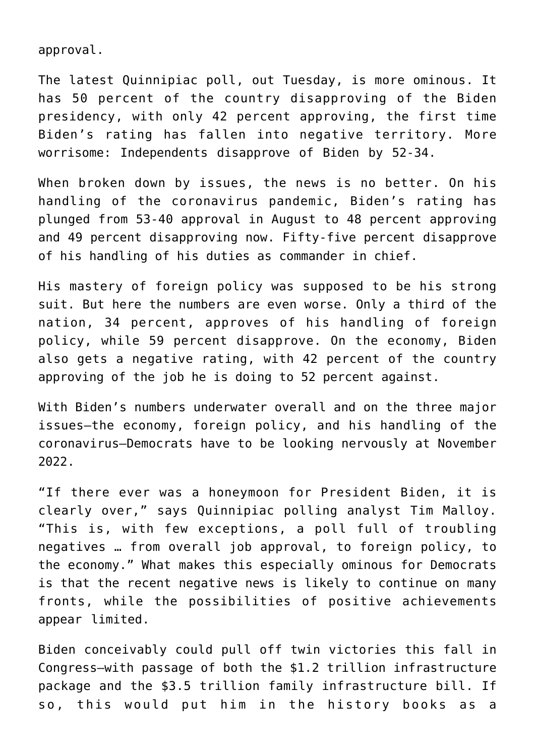approval.

The latest Quinnipiac poll, out Tuesday, is more ominous. It has 50 percent of the country disapproving of the Biden presidency, with only 42 percent approving, the first time Biden's rating has fallen into negative territory. More worrisome: Independents disapprove of Biden by 52-34.

When broken down by issues, the news is no better. On his handling of the coronavirus pandemic, Biden's rating has plunged from 53-40 approval in August to 48 percent approving and 49 percent disapproving now. Fifty-five percent disapprove of his handling of his duties as commander in chief.

His mastery of foreign policy was supposed to be his strong suit. But here the numbers are even worse. Only a third of the nation, 34 percent, approves of his handling of foreign policy, while 59 percent disapprove. On the economy, Biden also gets a negative rating, with 42 percent of the country approving of the job he is doing to 52 percent against.

With Biden's numbers underwater overall and on the three major issues—the economy, foreign policy, and his handling of the coronavirus—Democrats have to be looking nervously at November 2022.

"If there ever was a honeymoon for President Biden, it is clearly over," says Quinnipiac polling analyst Tim Malloy. "This is, with few exceptions, a poll full of troubling negatives … from overall job approval, to foreign policy, to the economy." What makes this especially ominous for Democrats is that the recent negative news is likely to continue on many fronts, while the possibilities of positive achievements appear limited.

Biden conceivably could pull off twin victories this fall in Congress—with passage of both the $1.2 trillion infrastructure package and the $3.5 trillion family infrastructure bill. If so, this would put him in the history books as a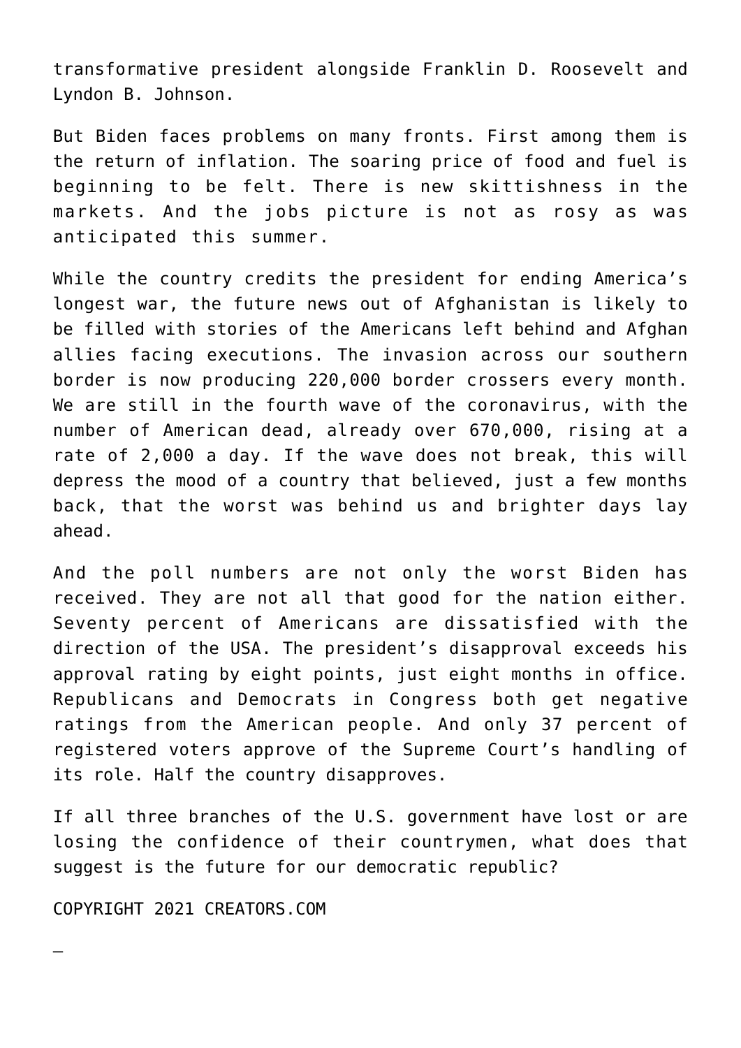transformative president alongside Franklin D. Roosevelt and Lyndon B. Johnson.

But Biden faces problems on many fronts. First among them is the return of inflation. The soaring price of food and fuel is beginning to be felt. There is new skittishness in the markets. And the jobs picture is not as rosy as was anticipated this summer.

While the country credits the president for ending America's longest war, the future news out of Afghanistan is likely to be filled with stories of the Americans left behind and Afghan allies facing executions. The invasion across our southern border is now producing 220,000 border crossers every month. We are still in the fourth wave of the coronavirus, with the number of American dead, already over 670,000, rising at a rate of 2,000 a day. If the wave does not break, this will depress the mood of a country that believed, just a few months back, that the worst was behind us and brighter days lay ahead.

And the poll numbers are not only the worst Biden has received. They are not all that good for the nation either. Seventy percent of Americans are dissatisfied with the direction of the USA. The president's disapproval exceeds his approval rating by eight points, just eight months in office. Republicans and Democrats in Congress both get negative ratings from the American people. And only 37 percent of registered voters approve of the Supreme Court's handling of its role. Half the country disapproves.

If all three branches of the U.S. government have lost or are losing the confidence of their countrymen, what does that suggest is the future for our democratic republic?

COPYRIGHT 2021 CREATORS.COM

—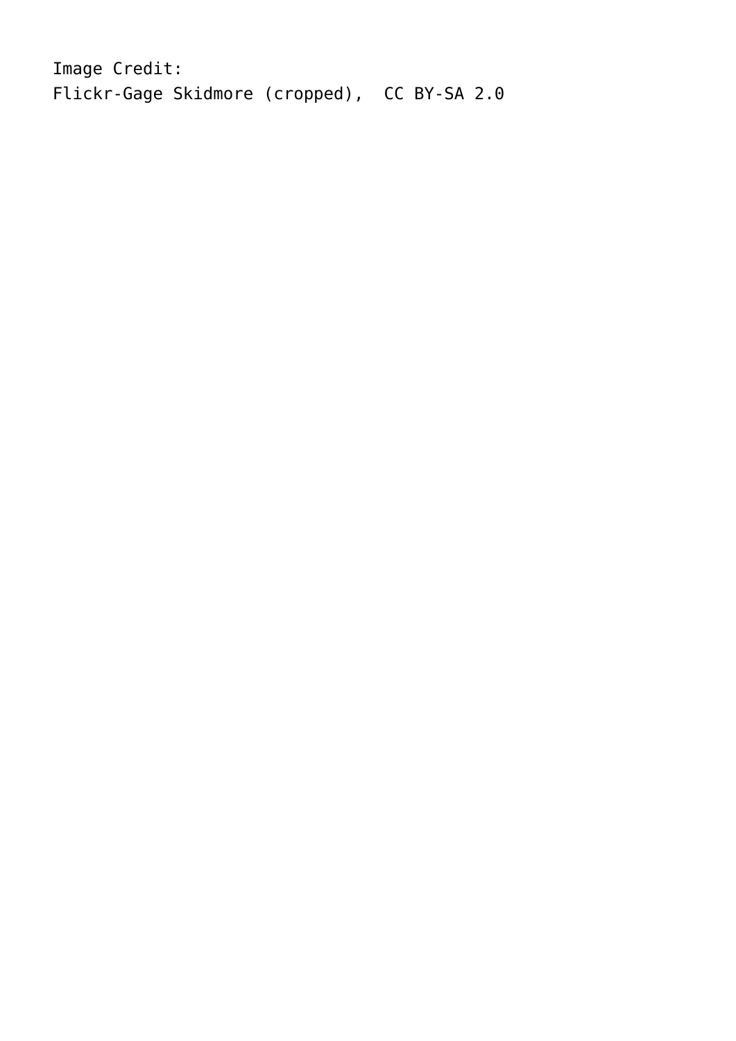Image Credit:
Flickr-Gage Skidmore (cropped), CC BY-SA 2.0